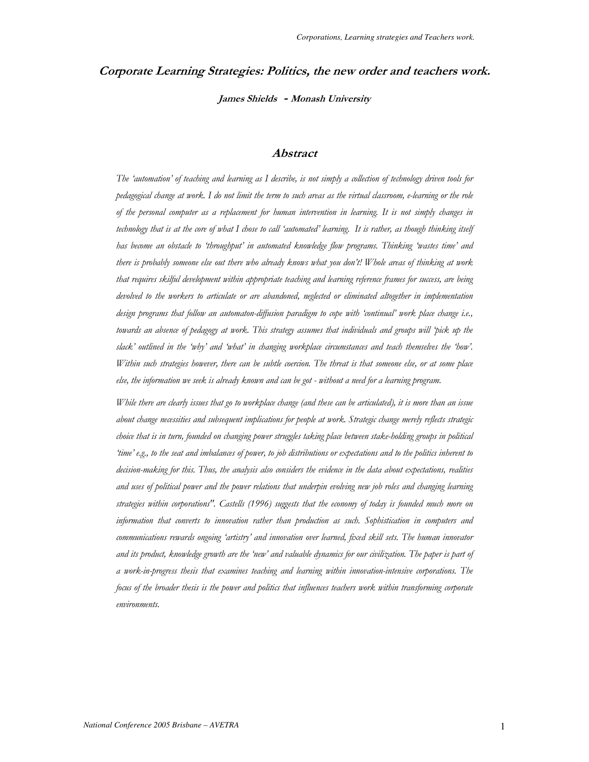# Corporate Learning Strategies: Politics, the new order and teachers work.

**James Shields - Monash University**

## Abstract

*The 'automation' of teaching and learning as I describe, is not simply a collection of technology driven tools for pedagogical change at work. I do not limit the term to such areas as the virtual classroom, e-learning or the role of the personal computer as a replacement for human intervention in learning. It is not simply changes in technology that is at the core of what I chose to call 'automated' learning. It is rather, as though thinking itself has become an obstacle to 'throughput' in automated knowledge flow programs. Thinking 'wastes time' and there is probably someone else out there who already knows what you don't! Whole areas of thinking at work that requires skilful development within appropriate teaching and learning reference frames for success, are being devolved to the workers to articulate or are abandoned, neglected or eliminated altogether in implementation design programs that follow an automaton-diffusion paradigm to cope with 'continual' work place change i.e., towards an absence of pedagogy at work. This strategy assumes that individuals and groups will 'pick up the slack' outlined in the 'why' and 'what' in changing workplace circumstances and teach themselves the 'how'. Within such strategies however, there can be subtle coercion. The threat is that someone else, or at some place else, the information we seek is already known and can be got - without a need for a learning program.*

*While there are clearly issues that go to workplace change (and these can be articulated), it is more than an issue about change necessities and subsequent implications for people at work. Strategic change merely reflects strategic choice that is in turn, founded on changing power struggles taking place between stake-holding groups in political 'time' e.g., to the seat and imbalances of power, to job distributions or expectations and to the politics inherent to decision-making for this. Thus, the analysis also considers the evidence in the data about expectations, realities and uses of political power and the power relations that underpin evolving new job roles and changing learning strategies within corporations". Castells (1996) suggests that the economy of today is founded much more on information that converts to innovation rather than production as such. Sophistication in computers and communications rewards ongoing 'artistry' and innovation over learned, fixed skill sets. The human innovator and its product, knowledge growth are the 'new' and valuable dynamics for our civilization. The paper is part of a work-in-progress thesis that examines teaching and learning within innovation-intensive corporations. The focus of the broader thesis is the power and politics that influences teachers work within transforming corporate environments.*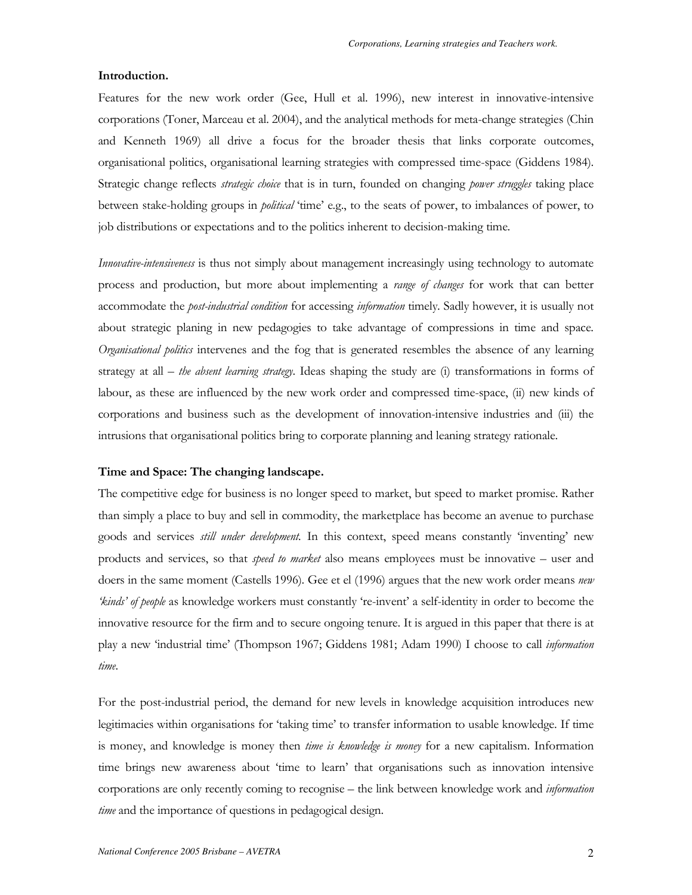**Introduction.**

Features for the new work order (Gee, Hull et al. 1996), new interest in innovative-intensive corporations (Toner, Marceau et al. 2004), and the analytical methods for meta-change strategies (Chin and Kenneth 1969) all drive a focus for the broader thesis that links corporate outcomes, organisational politics, organisational learning strategies with compressed time-space (Giddens 1984). Strategic change reflects *strategic choice* that is in turn, founded on changing *power struggles* taking place between stake-holding groups in *political* 'time' e.g., to the seats of power, to imbalances of power, to job distributions or expectations and to the politics inherent to decision-making time.

*Innovative-intensiveness* is thus not simply about management increasingly using technology to automate process and production, but more about implementing a *range of changes* for work that can better accommodate the *post-industrial condition* for accessing *information* timely. Sadly however, it is usually not about strategic planing in new pedagogies to take advantage of compressions in time and space. *Organisational politics* intervenes and the fog that is generated resembles the absence of any learning strategy at all – *the absent learning strategy*. Ideas shaping the study are (i) transformations in forms of labour, as these are influenced by the new work order and compressed time-space, (ii) new kinds of corporations and business such as the development of innovation-intensive industries and (iii) the intrusions that organisational politics bring to corporate planning and leaning strategy rationale.

**Time and Space: The changing landscape.**

The competitive edge for business is no longer speed to market, but speed to market promise. Rather than simply a place to buy and sell in commodity, the marketplace has become an avenue to purchase goods and services *still under development.* In this context, speed means constantly 'inventing' new products and services, so that *speed to market* also means employees must be innovative – user and doers in the same moment (Castells 1996). Gee et el (1996) argues that the new work order means *new 'kinds' of people* as knowledge workers must constantly 're-invent' a self-identity in order to become the innovative resource for the firm and to secure ongoing tenure. It is argued in this paper that there is at play a new 'industrial time' (Thompson 1967; Giddens 1981; Adam 1990) I choose to call *information time*.

For the post-industrial period, the demand for new levels in knowledge acquisition introduces new legitimacies within organisations for 'taking time' to transfer information to usable knowledge. If time is money, and knowledge is money then *time is knowledge is money* for a new capitalism. Information time brings new awareness about 'time to learn' that organisations such as innovation intensive corporations are only recently coming to recognise – the link between knowledge work and *information time* and the importance of questions in pedagogical design.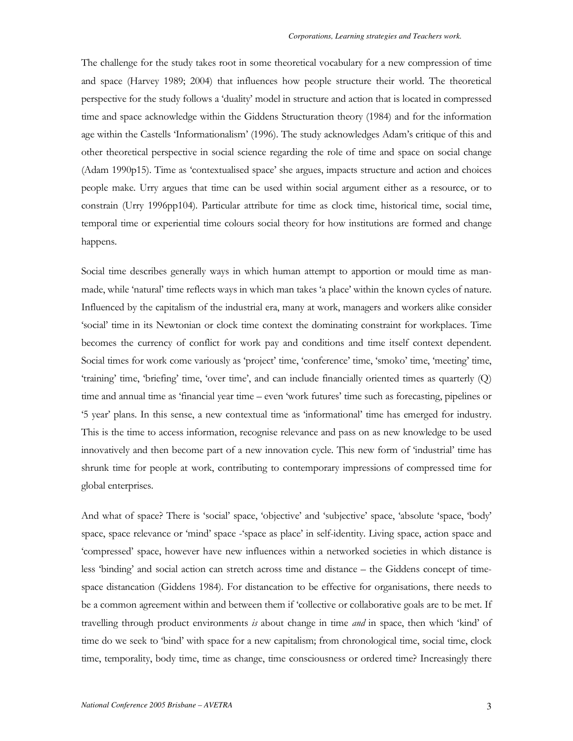The challenge for the study takes root in some theoretical vocabulary for a new compression of time and space (Harvey 1989; 2004) that influences how people structure their world. The theoretical perspective for the study follows a 'duality' model in structure and action that is located in compressed time and space acknowledge within the Giddens Structuration theory (1984) and for the information age within the Castells 'Informationalism' (1996). The study acknowledges Adam's critique of this and other theoretical perspective in social science regarding the role of time and space on social change (Adam 1990p15). Time as 'contextualised space' she argues, impacts structure and action and choices people make. Urry argues that time can be used within social argument either as a resource, or to constrain (Urry 1996pp104). Particular attribute for time as clock time, historical time, social time, temporal time or experiential time colours social theory for how institutions are formed and change happens.

Social time describes generally ways in which human attempt to apportion or mould time as man-made, while 'natural' time reflects ways in which man takes 'a place' within the known cycles of nature. Influenced by the capitalism of the industrial era, many at work, managers and workers alike consider 'social' time in its Newtonian or clock time context the dominating constraint for workplaces. Time becomes the currency of conflict for work pay and conditions and time itself context dependent. Social times for work come variously as 'project' time, 'conference' time, 'smoko' time, 'meeting' time, 'training' time, 'briefing' time, 'over time', and can include financially oriented times as quarterly (Q) time and annual time as 'financial year time – even 'work futures' time such as forecasting, pipelines or '5 year' plans. In this sense, a new contextual time as 'informational' time has emerged for industry. This is the time to access information, recognise relevance and pass on as new knowledge to be used innovatively and then become part of a new innovation cycle. This new form of 'industrial' time has shrunk time for people at work, contributing to contemporary impressions of compressed time for global enterprises.

And what of space? There is 'social' space, 'objective' and 'subjective' space, 'absolute 'space, 'body' space, space relevance or 'mind' space -'space as place' in self-identity. Living space, action space and 'compressed' space, however have new influences within a networked societies in which distance is less 'binding' and social action can stretch across time and distance – the Giddens concept of time-space distancation (Giddens 1984). For distancation to be effective for organisations, there needs to be a common agreement within and between them if 'collective or collaborative goals are to be met. If travelling through product environments *is* about change in time *and* in space, then which 'kind' of time do we seek to 'bind' with space for a new capitalism; from chronological time, social time, clock time, temporality, body time, time as change, time consciousness or ordered time? Increasingly there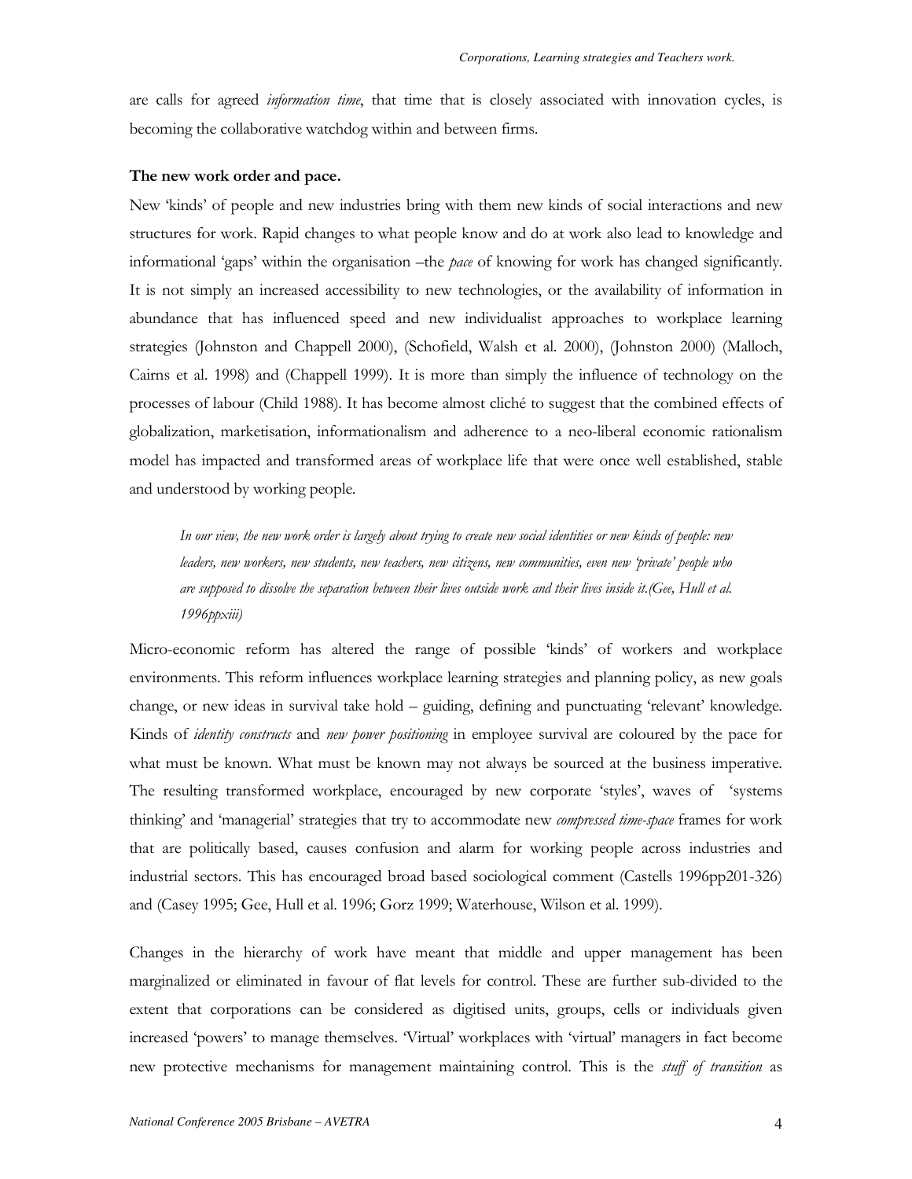are calls for agreed *information time*, that time that is closely associated with innovation cycles, is becoming the collaborative watchdog within and between firms.

**The new work order and pace.**

New 'kinds' of people and new industries bring with them new kinds of social interactions and new structures for work. Rapid changes to what people know and do at work also lead to knowledge and informational 'gaps' within the organisation –the *pace* of knowing for work has changed significantly. It is not simply an increased accessibility to new technologies, or the availability of information in abundance that has influenced speed and new individualist approaches to workplace learning strategies (Johnston and Chappell 2000), (Schofield, Walsh et al. 2000), (Johnston 2000) (Malloch, Cairns et al. 1998) and (Chappell 1999). It is more than simply the influence of technology on the processes of labour (Child 1988). It has become almost cliché to suggest that the combined effects of globalization, marketisation, informationalism and adherence to a neo-liberal economic rationalism model has impacted and transformed areas of workplace life that were once well established, stable and understood by working people.

> *In our view, the new work order is largely about trying to create new social identities or new kinds of people: new leaders, new workers, new students, new teachers, new citizens, new communities, even new 'private' people who are supposed to dissolve the separation between their lives outside work and their lives inside it.(Gee, Hull et al. 1996ppxiii)*

Micro-economic reform has altered the range of possible 'kinds' of workers and workplace environments. This reform influences workplace learning strategies and planning policy, as new goals change, or new ideas in survival take hold – guiding, defining and punctuating 'relevant' knowledge. Kinds of *identity constructs* and *new power positioning* in employee survival are coloured by the pace for what must be known. What must be known may not always be sourced at the business imperative. The resulting transformed workplace, encouraged by new corporate 'styles', waves of 'systems thinking' and 'managerial' strategies that try to accommodate new *compressed time-space* frames for work that are politically based, causes confusion and alarm for working people across industries and industrial sectors. This has encouraged broad based sociological comment (Castells 1996pp201-326) and (Casey 1995; Gee, Hull et al. 1996; Gorz 1999; Waterhouse, Wilson et al. 1999).

Changes in the hierarchy of work have meant that middle and upper management has been marginalized or eliminated in favour of flat levels for control. These are further sub-divided to the extent that corporations can be considered as digitised units, groups, cells or individuals given increased 'powers' to manage themselves. 'Virtual' workplaces with 'virtual' managers in fact become new protective mechanisms for management maintaining control. This is the *stuff of transition* as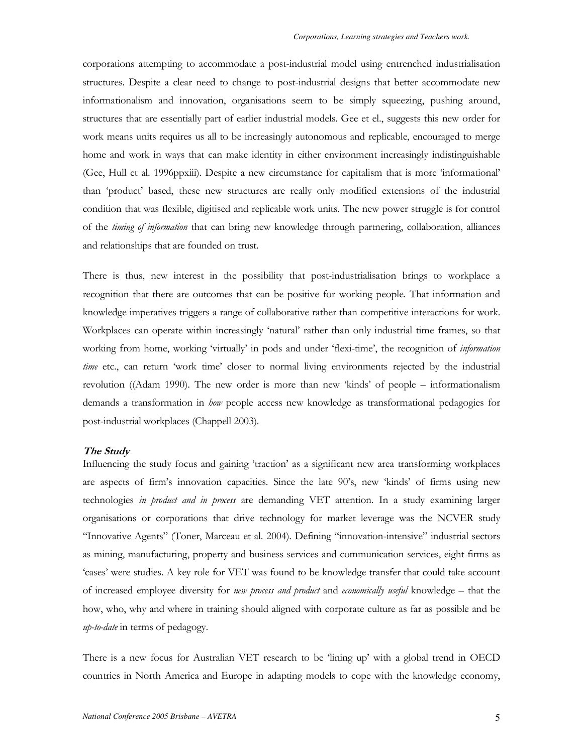corporations attempting to accommodate a post-industrial model using entrenched industrialisation structures. Despite a clear need to change to post-industrial designs that better accommodate new informationalism and innovation, organisations seem to be simply squeezing, pushing around, structures that are essentially part of earlier industrial models. Gee et el., suggests this new order for work means units requires us all to be increasingly autonomous and replicable, encouraged to merge home and work in ways that can make identity in either environment increasingly indistinguishable (Gee, Hull et al. 1996ppxiii). Despite a new circumstance for capitalism that is more 'informational' than 'product' based, these new structures are really only modified extensions of the industrial condition that was flexible, digitised and replicable work units. The new power struggle is for control of the *timing of information* that can bring new knowledge through partnering, collaboration, alliances and relationships that are founded on trust.

There is thus, new interest in the possibility that post-industrialisation brings to workplace a recognition that there are outcomes that can be positive for working people. That information and knowledge imperatives triggers a range of collaborative rather than competitive interactions for work. Workplaces can operate within increasingly 'natural' rather than only industrial time frames, so that working from home, working 'virtually' in pods and under 'flexi-time', the recognition of *information time* etc., can return 'work time' closer to normal living environments rejected by the industrial revolution ((Adam 1990). The new order is more than new 'kinds' of people – informationalism demands a transformation in *how* people access new knowledge as transformational pedagogies for post-industrial workplaces (Chappell 2003).

### ***The Study***

Influencing the study focus and gaining 'traction' as a significant new area transforming workplaces are aspects of firm's innovation capacities. Since the late 90's, new 'kinds' of firms using new technologies *in product and in process* are demanding VET attention. In a study examining larger organisations or corporations that drive technology for market leverage was the NCVER study "Innovative Agents" (Toner, Marceau et al. 2004). Defining "innovation-intensive" industrial sectors as mining, manufacturing, property and business services and communication services, eight firms as 'cases' were studies. A key role for VET was found to be knowledge transfer that could take account of increased employee diversity for *new process and product* and *economically useful* knowledge – that the how, who, why and where in training should aligned with corporate culture as far as possible and be *up-to-date* in terms of pedagogy.

There is a new focus for Australian VET research to be 'lining up' with a global trend in OECD countries in North America and Europe in adapting models to cope with the knowledge economy,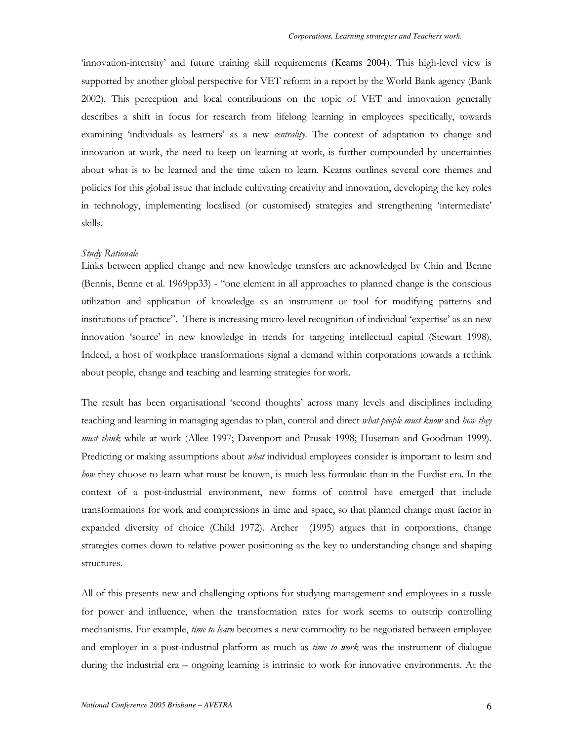'innovation-intensity' and future training skill requirements (Kearns 2004). This high-level view is supported by another global perspective for VET reform in a report by the World Bank agency (Bank 2002). This perception and local contributions on the topic of VET and innovation generally describes a shift in focus for research from lifelong learning in employees specifically, towards examining 'individuals as learners' as a new *centrality*. The context of adaptation to change and innovation at work, the need to keep on learning at work, is further compounded by uncertainties about what is to be learned and the time taken to learn. Kearns outlines several core themes and policies for this global issue that include cultivating creativity and innovation, developing the key roles in technology, implementing localised (or customised) strategies and strengthening 'intermediate' skills.

*Study Rationale*

Links between applied change and new knowledge transfers are acknowledged by Chin and Benne (Bennis, Benne et al. 1969pp33) - "one element in all approaches to planned change is the conscious utilization and application of knowledge as an instrument or tool for modifying patterns and institutions of practice". There is increasing micro-level recognition of individual 'expertise' as an new innovation 'source' in new knowledge in trends for targeting intellectual capital (Stewart 1998). Indeed, a host of workplace transformations signal a demand within corporations towards a rethink about people, change and teaching and learning strategies for work.

The result has been organisational 'second thoughts' across many levels and disciplines including teaching and learning in managing agendas to plan, control and direct *what people must know* and *how they must think* while at work (Allee 1997; Davenport and Prusak 1998; Huseman and Goodman 1999). Predicting or making assumptions about *what* individual employees consider is important to learn and *how* they choose to learn what must be known, is much less formulaic than in the Fordist era. In the context of a post-industrial environment, new forms of control have emerged that include transformations for work and compressions in time and space, so that planned change must factor in expanded diversity of choice (Child 1972). Archer (1995) argues that in corporations, change strategies comes down to relative power positioning as the key to understanding change and shaping structures.

All of this presents new and challenging options for studying management and employees in a tussle for power and influence, when the transformation rates for work seems to outstrip controlling mechanisms. For example, *time to learn* becomes a new commodity to be negotiated between employee and employer in a post-industrial platform as much as *time to work* was the instrument of dialogue during the industrial era – ongoing learning is intrinsic to work for innovative environments. At the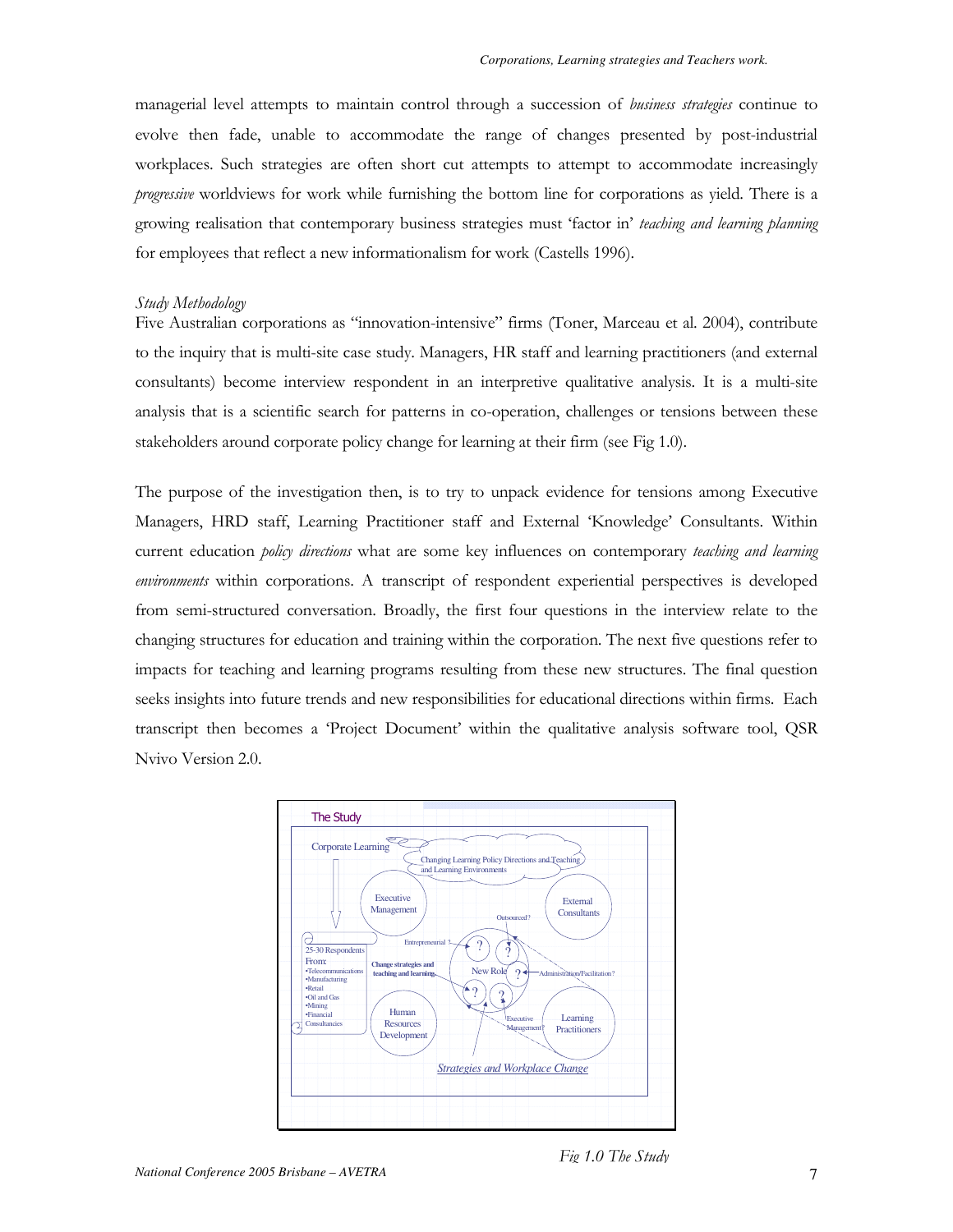managerial level attempts to maintain control through a succession of *business strategies* continue to evolve then fade, unable to accommodate the range of changes presented by post-industrial workplaces. Such strategies are often short cut attempts to attempt to accommodate increasingly *progressive* worldviews for work while furnishing the bottom line for corporations as yield. There is a growing realisation that contemporary business strategies must 'factor in' *teaching and learning planning* for employees that reflect a new informationalism for work (Castells 1996).

*Study Methodology*

Five Australian corporations as "innovation-intensive" firms (Toner, Marceau et al. 2004), contribute to the inquiry that is multi-site case study. Managers, HR staff and learning practitioners (and external consultants) become interview respondent in an interpretive qualitative analysis. It is a multi-site analysis that is a scientific search for patterns in co-operation, challenges or tensions between these stakeholders around corporate policy change for learning at their firm (see Fig 1.0).

The purpose of the investigation then, is to try to unpack evidence for tensions among Executive Managers, HRD staff, Learning Practitioner staff and External 'Knowledge' Consultants. Within current education *policy directions* what are some key influences on contemporary *teaching and learning environments* within corporations. A transcript of respondent experiential perspectives is developed from semi-structured conversation. Broadly, the first four questions in the interview relate to the changing structures for education and training within the corporation. The next five questions refer to impacts for teaching and learning programs resulting from these new structures. The final question seeks insights into future trends and new responsibilities for educational directions within firms. Each transcript then becomes a 'Project Document' within the qualitative analysis software tool, QSR Nvivo Version 2.0.

*Fig 1.0 The Study*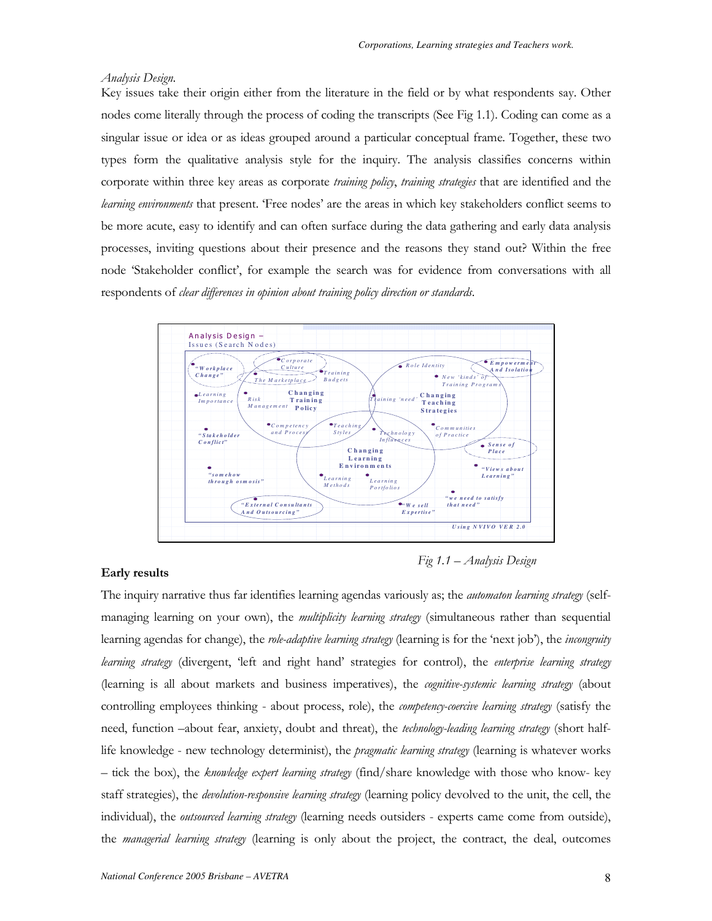*Analysis Design.*

Key issues take their origin either from the literature in the field or by what respondents say. Other nodes come literally through the process of coding the transcripts (See Fig 1.1). Coding can come as a singular issue or idea or as ideas grouped around a particular conceptual frame. Together, these two types form the qualitative analysis style for the inquiry. The analysis classifies concerns within corporate within three key areas as corporate *training policy*, *training strategies* that are identified and the *learning environments* that present. 'Free nodes' are the areas in which key stakeholders conflict seems to be more acute, easy to identify and can often surface during the data gathering and early data analysis processes, inviting questions about their presence and the reasons they stand out? Within the free node 'Stakeholder conflict', for example the search was for evidence from conversations with all respondents of *clear differences in opinion about training policy direction or standards*.

Analysis Design – Issues (Search Nodes)

"Workplace Change" · Corporate Culture · The Marketplace · Training Budgets · Role Identity · Empowerment And Isolation · New 'kinds' of Training Programs · Learning Importance · Risk Management · Changing Training Policy · Training 'need' · Changing Teaching Strategies · Competency and Process · Teaching Styles · Technology Influences · Communities of Practice · "Stakeholder Conflict" · Sense of Place · Changing Learning Environments · "somehow through osmosis" · Learning Methods · Learning Portfolios · "Views about Learning" · "we need to satisfy that need" · "External Consultants And Outsourcing" · "We sell Expertise"

Using NVIVO VER 2.0

*Fig 1.1 – Analysis Design*

**Early results**

The inquiry narrative thus far identifies learning agendas variously as; the *automaton learning strategy* (self-managing learning on your own), the *multiplicity learning strategy* (simultaneous rather than sequential learning agendas for change), the *role-adaptive learning strategy* (learning is for the 'next job'), the *incongruity learning strategy* (divergent, 'left and right hand' strategies for control), the *enterprise learning strategy* (learning is all about markets and business imperatives), the *cognitive-systemic learning strategy* (about controlling employees thinking - about process, role), the *competency-coercive learning strategy* (satisfy the need, function –about fear, anxiety, doubt and threat), the *technology-leading learning strategy* (short half-life knowledge - new technology determinist), the *pragmatic learning strategy* (learning is whatever works – tick the box), the *knowledge expert learning strategy* (find/share knowledge with those who know- key staff strategies), the *devolution-responsive learning strategy* (learning policy devolved to the unit, the cell, the individual), the *outsourced learning strategy* (learning needs outsiders - experts came come from outside), the *managerial learning strategy* (learning is only about the project, the contract, the deal, outcomes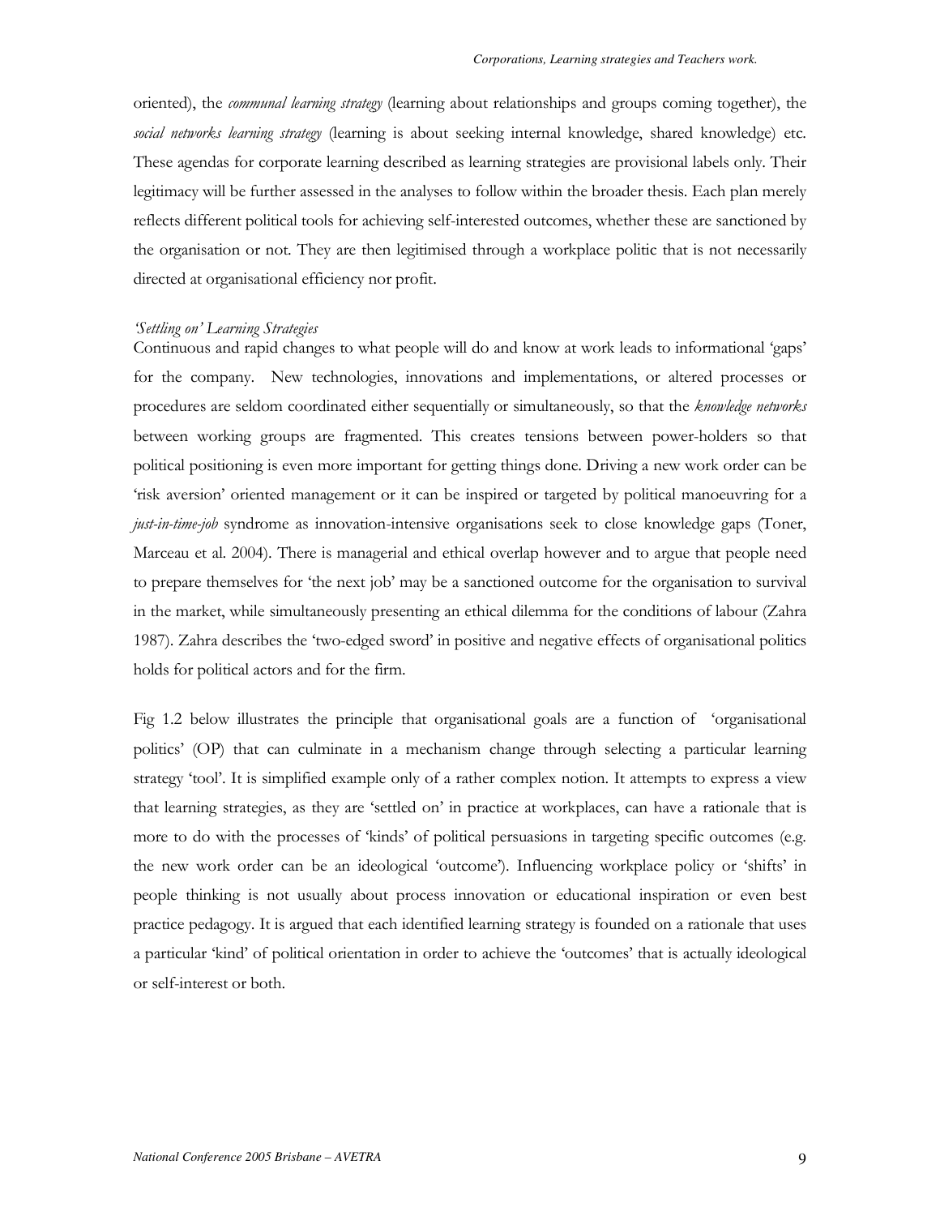oriented), the *communal learning strategy* (learning about relationships and groups coming together), the *social networks learning strategy* (learning is about seeking internal knowledge, shared knowledge) etc. These agendas for corporate learning described as learning strategies are provisional labels only. Their legitimacy will be further assessed in the analyses to follow within the broader thesis. Each plan merely reflects different political tools for achieving self-interested outcomes, whether these are sanctioned by the organisation or not. They are then legitimised through a workplace politic that is not necessarily directed at organisational efficiency nor profit.

*'Settling on' Learning Strategies*

Continuous and rapid changes to what people will do and know at work leads to informational 'gaps' for the company. New technologies, innovations and implementations, or altered processes or procedures are seldom coordinated either sequentially or simultaneously, so that the *knowledge networks* between working groups are fragmented. This creates tensions between power-holders so that political positioning is even more important for getting things done. Driving a new work order can be 'risk aversion' oriented management or it can be inspired or targeted by political manoeuvring for a *just-in-time-job* syndrome as innovation-intensive organisations seek to close knowledge gaps (Toner, Marceau et al. 2004). There is managerial and ethical overlap however and to argue that people need to prepare themselves for 'the next job' may be a sanctioned outcome for the organisation to survival in the market, while simultaneously presenting an ethical dilemma for the conditions of labour (Zahra 1987). Zahra describes the 'two-edged sword' in positive and negative effects of organisational politics holds for political actors and for the firm.

Fig 1.2 below illustrates the principle that organisational goals are a function of 'organisational politics' (OP) that can culminate in a mechanism change through selecting a particular learning strategy 'tool'. It is simplified example only of a rather complex notion. It attempts to express a view that learning strategies, as they are 'settled on' in practice at workplaces, can have a rationale that is more to do with the processes of 'kinds' of political persuasions in targeting specific outcomes (e.g. the new work order can be an ideological 'outcome'). Influencing workplace policy or 'shifts' in people thinking is not usually about process innovation or educational inspiration or even best practice pedagogy. It is argued that each identified learning strategy is founded on a rationale that uses a particular 'kind' of political orientation in order to achieve the 'outcomes' that is actually ideological or self-interest or both.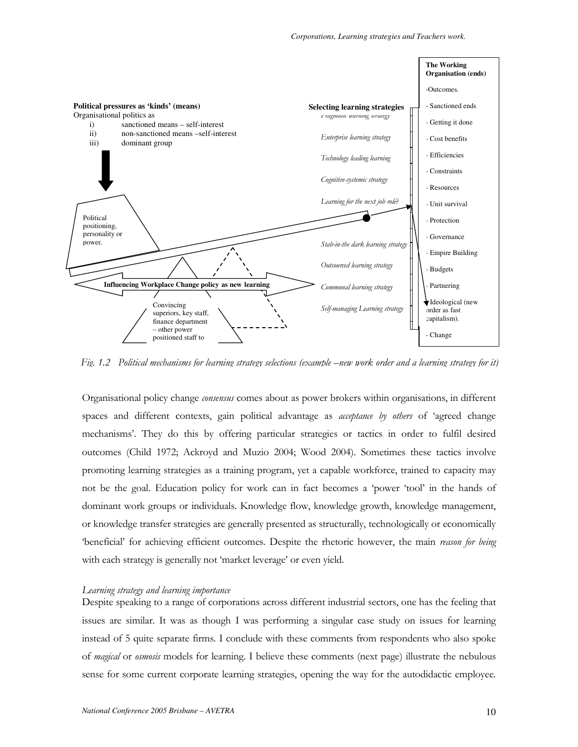**Political pressures as 'kinds' (means)**
Organisational politics as
i) sanctioned means – self-interest
ii) non-sanctioned means –self-interest
iii) dominant group

Political positioning, personality or power.

**Influencing Workplace Change policy as new learning**

Convincing superiors, key staff, finance department – other power positioned staff to

**Selecting learning strategies**

*Pragmatic learning strategy*

*Enterprise learning strategy*

*Technology leading learning*

*Cognitive-systemic strategy*

*Learning for the next job role?*

*Stab-in-the dark learning strategy*

*Outsourced learning strategy*

*Communal learning strategy*

*Self-managing Learning strategy*

**The Working Organisation (ends)**

-Outcomes.
- Sanctioned ends
- Getting it done
- Cost benefits
- Efficiencies
- Constraints
- Resources
- Unit survival
- Protection
- Governance
- Empire Building
- Budgets
- Partnering
- Ideological (new order as fast capitalism).
- Change

*Fig. 1.2 Political mechanisms for learning strategy selections (example –new work order and a learning strategy for it)*

Organisational policy change *consensus* comes about as power brokers within organisations, in different spaces and different contexts, gain political advantage as *acceptance by others* of 'agreed change mechanisms'. They do this by offering particular strategies or tactics in order to fulfil desired outcomes (Child 1972; Ackroyd and Muzio 2004; Wood 2004). Sometimes these tactics involve promoting learning strategies as a training program, yet a capable workforce, trained to capacity may not be the goal. Education policy for work can in fact becomes a 'power 'tool' in the hands of dominant work groups or individuals. Knowledge flow, knowledge growth, knowledge management, or knowledge transfer strategies are generally presented as structurally, technologically or economically 'beneficial' for achieving efficient outcomes. Despite the rhetoric however, the main *reason for being* with each strategy is generally not 'market leverage' or even yield.

*Learning strategy and learning importance*

Despite speaking to a range of corporations across different industrial sectors, one has the feeling that issues are similar. It was as though I was performing a singular case study on issues for learning instead of 5 quite separate firms. I conclude with these comments from respondents who also spoke of *magical* or *osmosis* models for learning. I believe these comments (next page) illustrate the nebulous sense for some current corporate learning strategies, opening the way for the autodidactic employee.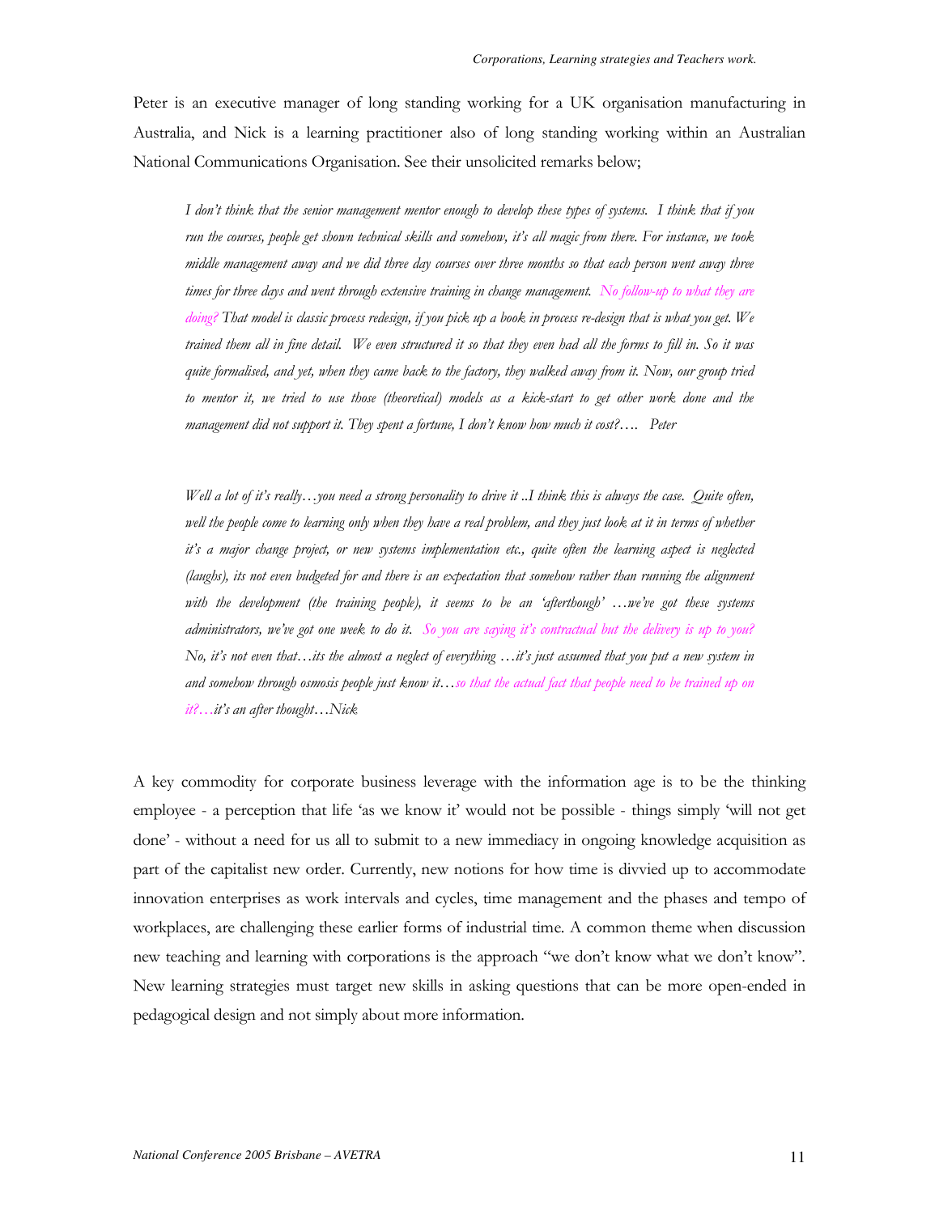Peter is an executive manager of long standing working for a UK organisation manufacturing in Australia, and Nick is a learning practitioner also of long standing working within an Australian National Communications Organisation. See their unsolicited remarks below;

> *I don't think that the senior management mentor enough to develop these types of systems. I think that if you run the courses, people get shown technical skills and somehow, it's all magic from there. For instance, we took middle management away and we did three day courses over three months so that each person went away three times for three days and went through extensive training in change management. No follow-up to what they are doing? That model is classic process redesign, if you pick up a book in process re-design that is what you get. We trained them all in fine detail. We even structured it so that they even had all the forms to fill in. So it was quite formalised, and yet, when they came back to the factory, they walked away from it. Now, our group tried to mentor it, we tried to use those (theoretical) models as a kick-start to get other work done and the management did not support it. They spent a fortune, I don't know how much it cost?…. Peter*

> *Well a lot of it's really…you need a strong personality to drive it ..I think this is always the case. Quite often, well the people come to learning only when they have a real problem, and they just look at it in terms of whether it's a major change project, or new systems implementation etc., quite often the learning aspect is neglected (laughs), its not even budgeted for and there is an expectation that somehow rather than running the alignment with the development (the training people), it seems to be an 'afterthough' …we've got these systems administrators, we've got one week to do it. So you are saying it's contractual but the delivery is up to you? No, it's not even that…its the almost a neglect of everything …it's just assumed that you put a new system in and somehow through osmosis people just know it…so that the actual fact that people need to be trained up on it?…it's an after thought…Nick*

A key commodity for corporate business leverage with the information age is to be the thinking employee - a perception that life 'as we know it' would not be possible - things simply 'will not get done' - without a need for us all to submit to a new immediacy in ongoing knowledge acquisition as part of the capitalist new order. Currently, new notions for how time is divvied up to accommodate innovation enterprises as work intervals and cycles, time management and the phases and tempo of workplaces, are challenging these earlier forms of industrial time. A common theme when discussion new teaching and learning with corporations is the approach "we don't know what we don't know". New learning strategies must target new skills in asking questions that can be more open-ended in pedagogical design and not simply about more information.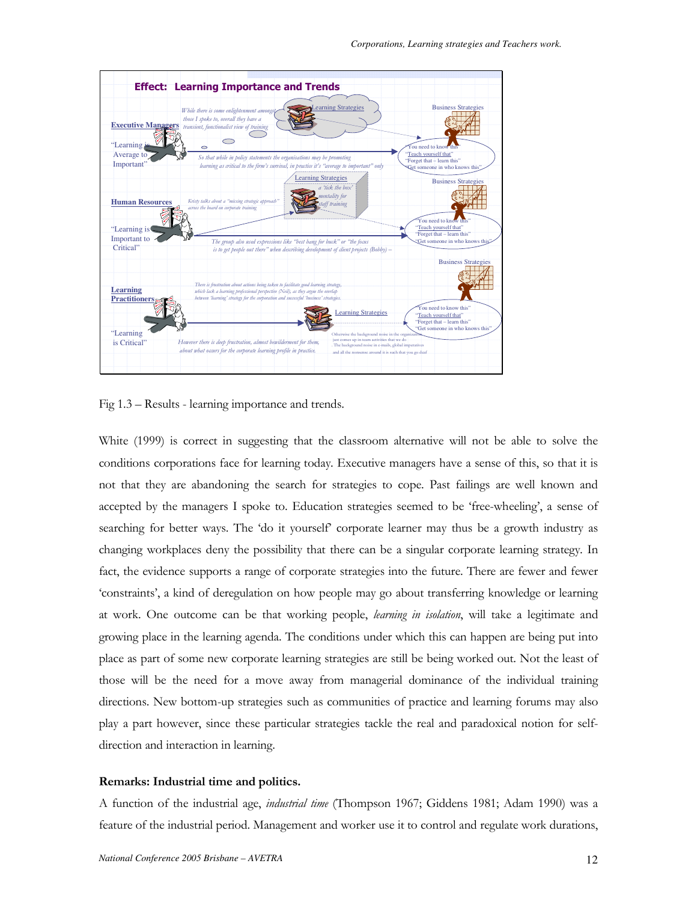**Effect: Learning Importance and Trends**

**Executive Managers**

"Learning is Average to Important"

*While there is some enlightenment amongst those I spoke to, overall they have a transient, functionalist view of training*

*So that while in policy statements the organisations may be promoting learning as critical to the firm's survival, in practice it's "average to important" only*

**Human Resources**

"Learning is Important to Critical"

*Kristy talks about a "missing strategic approach" across the board on corporate training*

*a 'tick the box' mentality for staff training*

*The group also used expressions like "best bang for buck" or "the focus is to get people out there" when describing development of client projects (Bobby) –*

**Learning Practitioners**

"Learning is Critical"

*There is frustration about actions being taken to facilitate good learning strategy, which lack a learning professional perspective (Neil), as they argue the overlap between 'learning' strategy for the corporation and successful 'business' strategies.*

*However there is deep frustration, almost bewilderment for them, about what occurs for the corporate learning profile in practice.*

Otherwise the background noise in the organization just comes up in team activities that we do. The background noise in e-mails, global imperatives and all the nonsense around it is such that you go deaf

Learning Strategies

Business Strategies

"You need to know this"
"Teach yourself that"
"Forget that – learn this"
"Get someone in who knows this"

Fig 1.3 – Results - learning importance and trends.

White (1999) is correct in suggesting that the classroom alternative will not be able to solve the conditions corporations face for learning today. Executive managers have a sense of this, so that it is not that they are abandoning the search for strategies to cope. Past failings are well known and accepted by the managers I spoke to. Education strategies seemed to be 'free-wheeling', a sense of searching for better ways. The 'do it yourself' corporate learner may thus be a growth industry as changing workplaces deny the possibility that there can be a singular corporate learning strategy. In fact, the evidence supports a range of corporate strategies into the future. There are fewer and fewer 'constraints', a kind of deregulation on how people may go about transferring knowledge or learning at work. One outcome can be that working people, *learning in isolation*, will take a legitimate and growing place in the learning agenda. The conditions under which this can happen are being put into place as part of some new corporate learning strategies are still be being worked out. Not the least of those will be the need for a move away from managerial dominance of the individual training directions. New bottom-up strategies such as communities of practice and learning forums may also play a part however, since these particular strategies tackle the real and paradoxical notion for self-direction and interaction in learning.

**Remarks: Industrial time and politics.**

A function of the industrial age, *industrial time* (Thompson 1967; Giddens 1981; Adam 1990) was a feature of the industrial period. Management and worker use it to control and regulate work durations,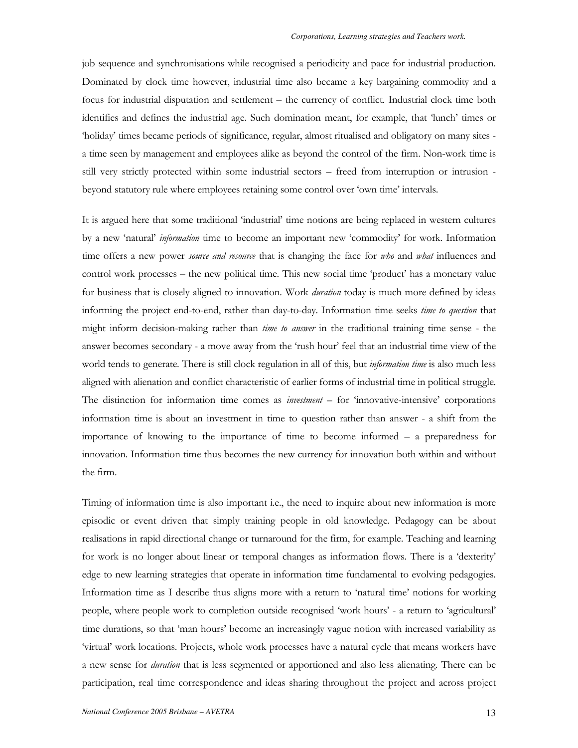job sequence and synchronisations while recognised a periodicity and pace for industrial production. Dominated by clock time however, industrial time also became a key bargaining commodity and a focus for industrial disputation and settlement – the currency of conflict. Industrial clock time both identifies and defines the industrial age. Such domination meant, for example, that 'lunch' times or 'holiday' times became periods of significance, regular, almost ritualised and obligatory on many sites - a time seen by management and employees alike as beyond the control of the firm. Non-work time is still very strictly protected within some industrial sectors – freed from interruption or intrusion - beyond statutory rule where employees retaining some control over 'own time' intervals.

It is argued here that some traditional 'industrial' time notions are being replaced in western cultures by a new 'natural' *information* time to become an important new 'commodity' for work. Information time offers a new power *source and resource* that is changing the face for *who* and *what* influences and control work processes – the new political time. This new social time 'product' has a monetary value for business that is closely aligned to innovation. Work *duration* today is much more defined by ideas informing the project end-to-end, rather than day-to-day. Information time seeks *time to question* that might inform decision-making rather than *time to answer* in the traditional training time sense - the answer becomes secondary - a move away from the 'rush hour' feel that an industrial time view of the world tends to generate. There is still clock regulation in all of this, but *information time* is also much less aligned with alienation and conflict characteristic of earlier forms of industrial time in political struggle. The distinction for information time comes as *investment* – for 'innovative-intensive' corporations information time is about an investment in time to question rather than answer - a shift from the importance of knowing to the importance of time to become informed – a preparedness for innovation. Information time thus becomes the new currency for innovation both within and without the firm.

Timing of information time is also important i.e., the need to inquire about new information is more episodic or event driven that simply training people in old knowledge. Pedagogy can be about realisations in rapid directional change or turnaround for the firm, for example. Teaching and learning for work is no longer about linear or temporal changes as information flows. There is a 'dexterity' edge to new learning strategies that operate in information time fundamental to evolving pedagogies. Information time as I describe thus aligns more with a return to 'natural time' notions for working people, where people work to completion outside recognised 'work hours' - a return to 'agricultural' time durations, so that 'man hours' become an increasingly vague notion with increased variability as 'virtual' work locations. Projects, whole work processes have a natural cycle that means workers have a new sense for *duration* that is less segmented or apportioned and also less alienating. There can be participation, real time correspondence and ideas sharing throughout the project and across project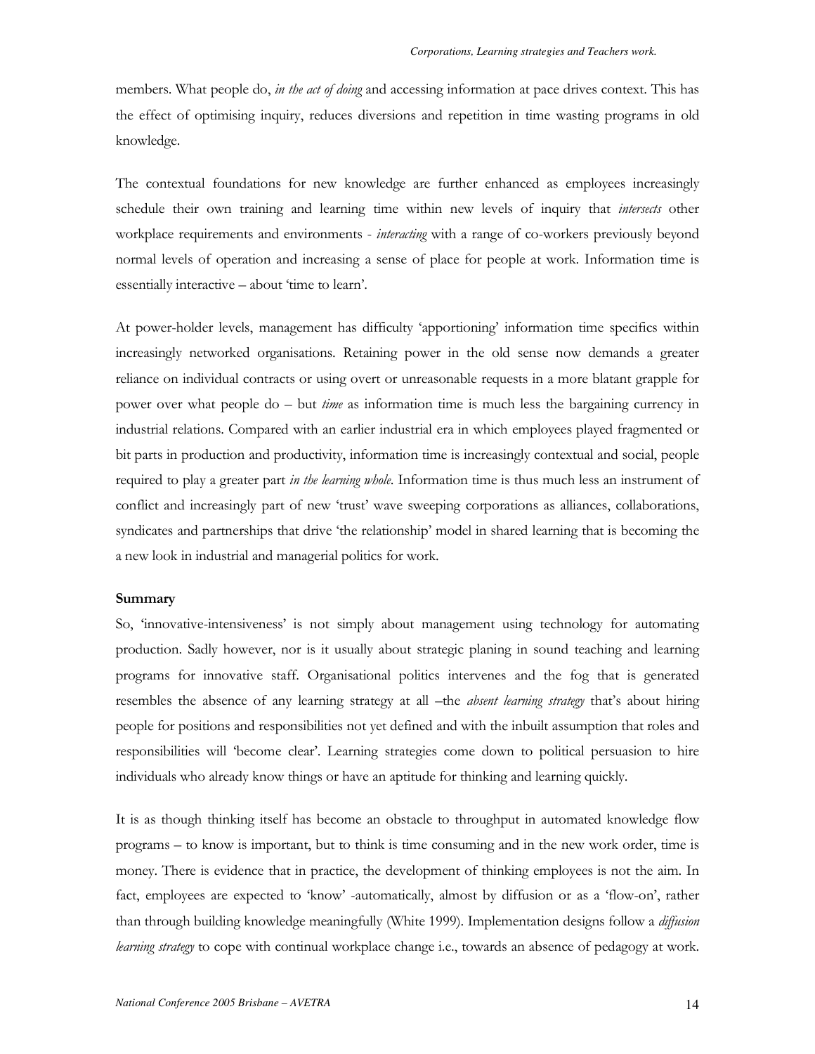members. What people do, *in the act of doing* and accessing information at pace drives context. This has the effect of optimising inquiry, reduces diversions and repetition in time wasting programs in old knowledge.

The contextual foundations for new knowledge are further enhanced as employees increasingly schedule their own training and learning time within new levels of inquiry that *intersects* other workplace requirements and environments - *interacting* with a range of co-workers previously beyond normal levels of operation and increasing a sense of place for people at work. Information time is essentially interactive – about 'time to learn'.

At power-holder levels, management has difficulty 'apportioning' information time specifics within increasingly networked organisations. Retaining power in the old sense now demands a greater reliance on individual contracts or using overt or unreasonable requests in a more blatant grapple for power over what people do – but *time* as information time is much less the bargaining currency in industrial relations. Compared with an earlier industrial era in which employees played fragmented or bit parts in production and productivity, information time is increasingly contextual and social, people required to play a greater part *in the learning whole*. Information time is thus much less an instrument of conflict and increasingly part of new 'trust' wave sweeping corporations as alliances, collaborations, syndicates and partnerships that drive 'the relationship' model in shared learning that is becoming the a new look in industrial and managerial politics for work.

**Summary**

So, 'innovative-intensiveness' is not simply about management using technology for automating production. Sadly however, nor is it usually about strategic planing in sound teaching and learning programs for innovative staff. Organisational politics intervenes and the fog that is generated resembles the absence of any learning strategy at all –the *absent learning strategy* that's about hiring people for positions and responsibilities not yet defined and with the inbuilt assumption that roles and responsibilities will 'become clear'. Learning strategies come down to political persuasion to hire individuals who already know things or have an aptitude for thinking and learning quickly.

It is as though thinking itself has become an obstacle to throughput in automated knowledge flow programs – to know is important, but to think is time consuming and in the new work order, time is money. There is evidence that in practice, the development of thinking employees is not the aim. In fact, employees are expected to 'know' -automatically, almost by diffusion or as a 'flow-on', rather than through building knowledge meaningfully (White 1999). Implementation designs follow a *diffusion learning strategy* to cope with continual workplace change i.e., towards an absence of pedagogy at work.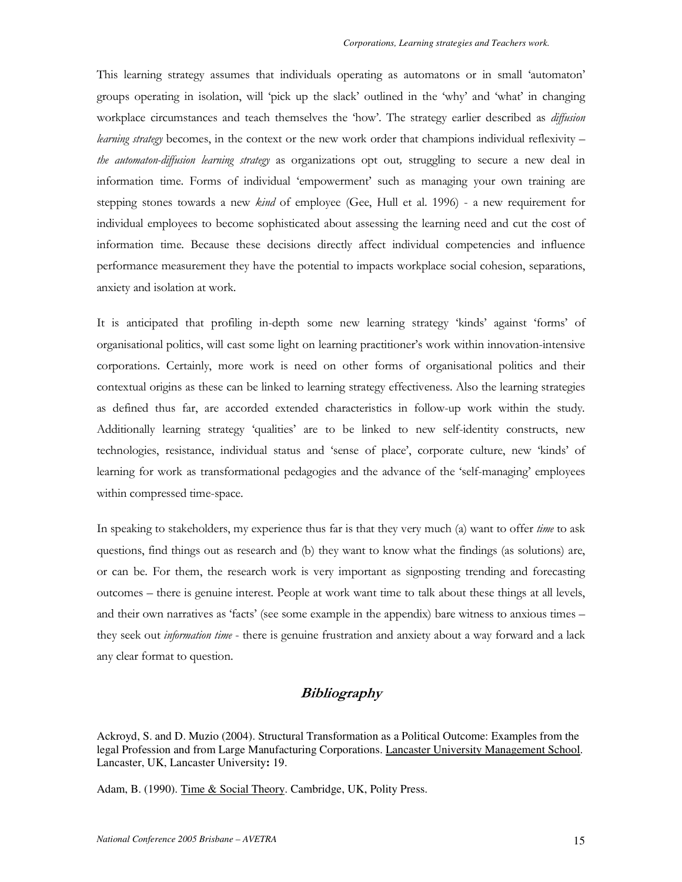This learning strategy assumes that individuals operating as automatons or in small 'automaton' groups operating in isolation, will 'pick up the slack' outlined in the 'why' and 'what' in changing workplace circumstances and teach themselves the 'how'. The strategy earlier described as *diffusion learning strategy* becomes, in the context or the new work order that champions individual reflexivity – *the automaton-diffusion learning strategy* as organizations opt out*,* struggling to secure a new deal in information time. Forms of individual 'empowerment' such as managing your own training are stepping stones towards a new *kind* of employee (Gee, Hull et al. 1996) - a new requirement for individual employees to become sophisticated about assessing the learning need and cut the cost of information time. Because these decisions directly affect individual competencies and influence performance measurement they have the potential to impacts workplace social cohesion, separations, anxiety and isolation at work.

It is anticipated that profiling in-depth some new learning strategy 'kinds' against 'forms' of organisational politics, will cast some light on learning practitioner's work within innovation-intensive corporations. Certainly, more work is need on other forms of organisational politics and their contextual origins as these can be linked to learning strategy effectiveness. Also the learning strategies as defined thus far, are accorded extended characteristics in follow-up work within the study. Additionally learning strategy 'qualities' are to be linked to new self-identity constructs, new technologies, resistance, individual status and 'sense of place', corporate culture, new 'kinds' of learning for work as transformational pedagogies and the advance of the 'self-managing' employees within compressed time-space.

In speaking to stakeholders, my experience thus far is that they very much (a) want to offer *time* to ask questions, find things out as research and (b) they want to know what the findings (as solutions) are, or can be. For them, the research work is very important as signposting trending and forecasting outcomes – there is genuine interest. People at work want time to talk about these things at all levels, and their own narratives as 'facts' (see some example in the appendix) bare witness to anxious times – they seek out *information time* - there is genuine frustration and anxiety about a way forward and a lack any clear format to question.

## Bibliography

Ackroyd, S. and D. Muzio (2004). Structural Transformation as a Political Outcome: Examples from the legal Profession and from Large Manufacturing Corporations. Lancaster University Management School. Lancaster, UK, Lancaster University**:** 19.

Adam, B. (1990). Time & Social Theory. Cambridge, UK, Polity Press.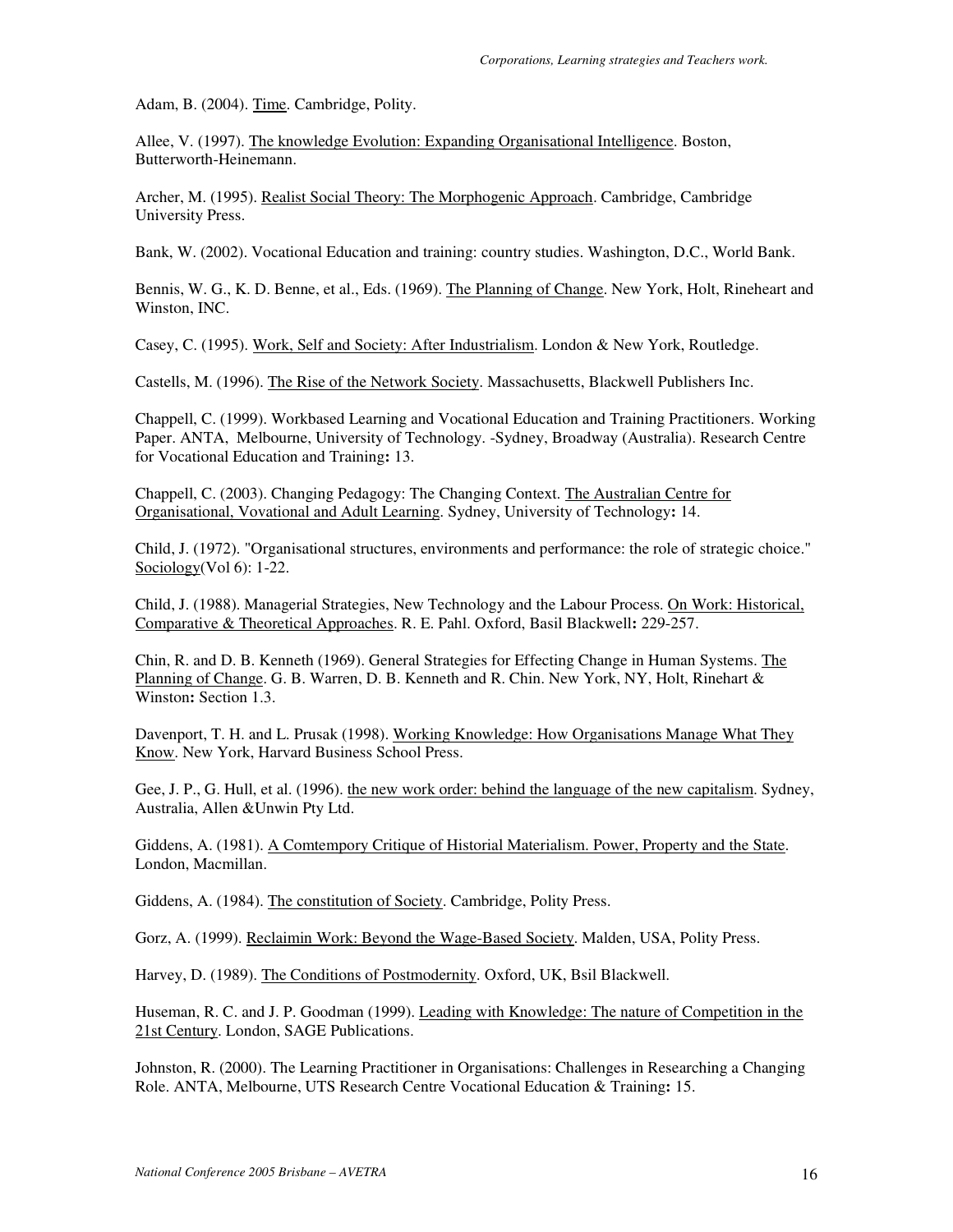Adam, B. (2004). Time. Cambridge, Polity.

Allee, V. (1997). The knowledge Evolution: Expanding Organisational Intelligence. Boston, Butterworth-Heinemann.

Archer, M. (1995). Realist Social Theory: The Morphogenic Approach. Cambridge, Cambridge University Press.

Bank, W. (2002). Vocational Education and training: country studies. Washington, D.C., World Bank.

Bennis, W. G., K. D. Benne, et al., Eds. (1969). The Planning of Change. New York, Holt, Rineheart and Winston, INC.

Casey, C. (1995). Work, Self and Society: After Industrialism. London & New York, Routledge.

Castells, M. (1996). The Rise of the Network Society. Massachusetts, Blackwell Publishers Inc.

Chappell, C. (1999). Workbased Learning and Vocational Education and Training Practitioners. Working Paper. ANTA, Melbourne, University of Technology. -Sydney, Broadway (Australia). Research Centre for Vocational Education and Training**:** 13.

Chappell, C. (2003). Changing Pedagogy: The Changing Context. The Australian Centre for Organisational, Vovational and Adult Learning. Sydney, University of Technology**:** 14.

Child, J. (1972). "Organisational structures, environments and performance: the role of strategic choice." Sociology(Vol 6): 1-22.

Child, J. (1988). Managerial Strategies, New Technology and the Labour Process. On Work: Historical, Comparative & Theoretical Approaches. R. E. Pahl. Oxford, Basil Blackwell**:** 229-257.

Chin, R. and D. B. Kenneth (1969). General Strategies for Effecting Change in Human Systems. The Planning of Change. G. B. Warren, D. B. Kenneth and R. Chin. New York, NY, Holt, Rinehart & Winston**:** Section 1.3.

Davenport, T. H. and L. Prusak (1998). Working Knowledge: How Organisations Manage What They Know. New York, Harvard Business School Press.

Gee, J. P., G. Hull, et al. (1996). the new work order: behind the language of the new capitalism. Sydney, Australia, Allen &Unwin Pty Ltd.

Giddens, A. (1981). A Comtempory Critique of Historial Materialism. Power, Property and the State. London, Macmillan.

Giddens, A. (1984). The constitution of Society. Cambridge, Polity Press.

Gorz, A. (1999). Reclaimin Work: Beyond the Wage-Based Society. Malden, USA, Polity Press.

Harvey, D. (1989). The Conditions of Postmodernity. Oxford, UK, Bsil Blackwell.

Huseman, R. C. and J. P. Goodman (1999). Leading with Knowledge: The nature of Competition in the 21st Century. London, SAGE Publications.

Johnston, R. (2000). The Learning Practitioner in Organisations: Challenges in Researching a Changing Role. ANTA, Melbourne, UTS Research Centre Vocational Education & Training**:** 15.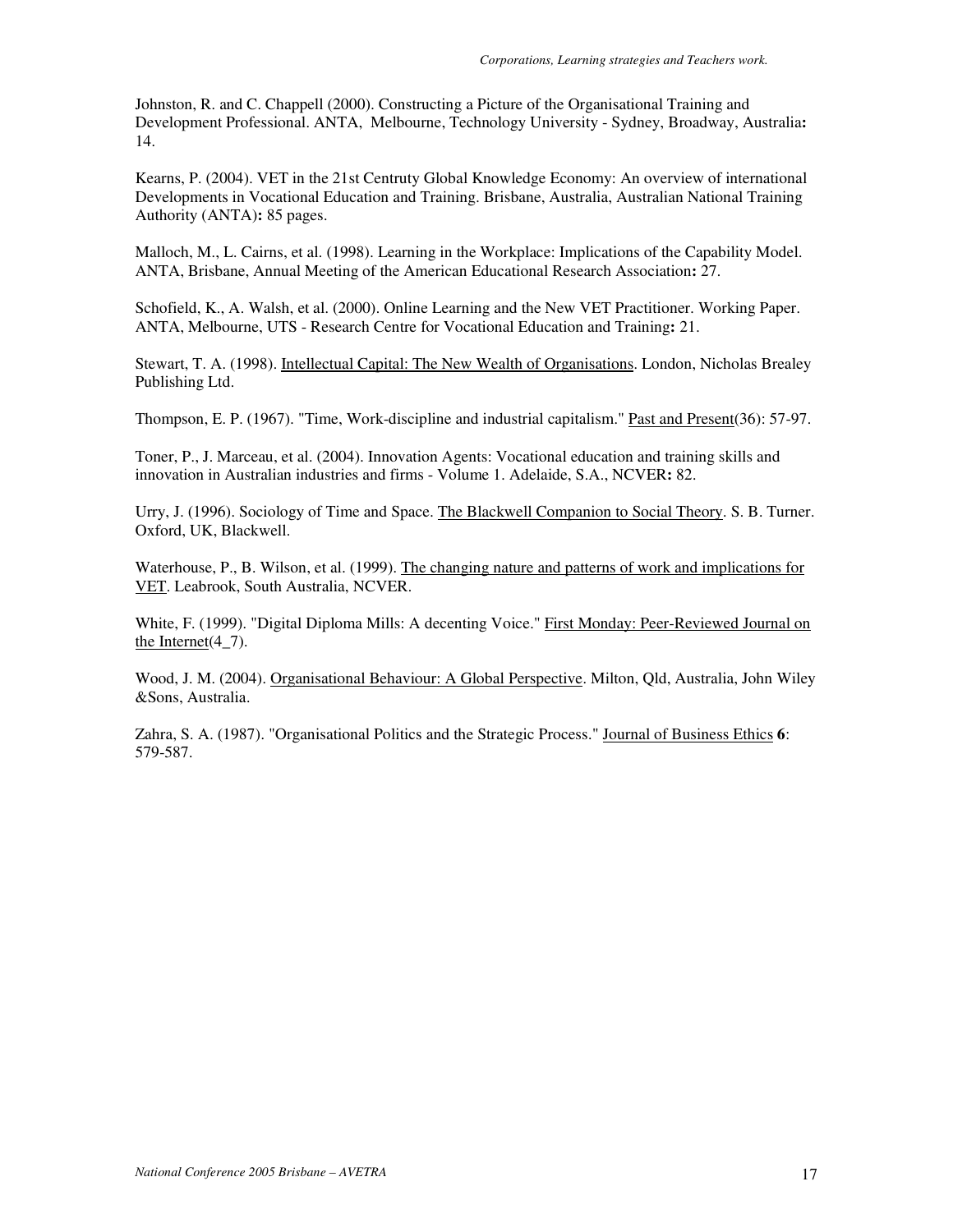Johnston, R. and C. Chappell (2000). Constructing a Picture of the Organisational Training and Development Professional. ANTA, Melbourne, Technology University - Sydney, Broadway, Australia**:** 14.

Kearns, P. (2004). VET in the 21st Centruty Global Knowledge Economy: An overview of international Developments in Vocational Education and Training. Brisbane, Australia, Australian National Training Authority (ANTA)**:** 85 pages.

Malloch, M., L. Cairns, et al. (1998). Learning in the Workplace: Implications of the Capability Model. ANTA, Brisbane, Annual Meeting of the American Educational Research Association**:** 27.

Schofield, K., A. Walsh, et al. (2000). Online Learning and the New VET Practitioner. Working Paper. ANTA, Melbourne, UTS - Research Centre for Vocational Education and Training**:** 21.

Stewart, T. A. (1998). <u>Intellectual Capital: The New Wealth of Organisations</u>. London, Nicholas Brealey Publishing Ltd.

Thompson, E. P. (1967). "Time, Work-discipline and industrial capitalism." <u>Past and Present</u>(36): 57-97.

Toner, P., J. Marceau, et al. (2004). Innovation Agents: Vocational education and training skills and innovation in Australian industries and firms - Volume 1. Adelaide, S.A., NCVER**:** 82.

Urry, J. (1996). Sociology of Time and Space. <u>The Blackwell Companion to Social Theory</u>. S. B. Turner. Oxford, UK, Blackwell.

Waterhouse, P., B. Wilson, et al. (1999). <u>The changing nature and patterns of work and implications for VET</u>. Leabrook, South Australia, NCVER.

White, F. (1999). "Digital Diploma Mills: A decenting Voice." <u>First Monday: Peer-Reviewed Journal on the Internet</u>(4_7).

Wood, J. M. (2004). <u>Organisational Behaviour: A Global Perspective</u>. Milton, Qld, Australia, John Wiley &Sons, Australia.

Zahra, S. A. (1987). "Organisational Politics and the Strategic Process." <u>Journal of Business Ethics</u> **6**: 579-587.